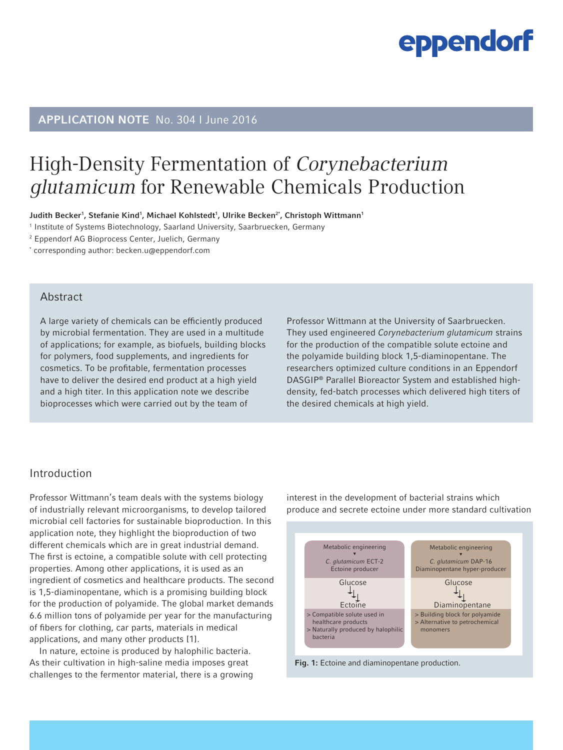# High-Density Fermentation of *Corynebacterium glutamicum* for Renewable Chemicals Production

**APPLICATION NOTE** No. 304 I June 2016

**Judith Becker[1], Stefanie Kind[1], Michael Kohlstedt[1], Ulrike Becken[2*], Christoph Wittmann[1]**

[1] Institute of Systems Biotechnology, Saarland University, Saarbruecken, Germany

[2] Eppendorf AG Bioprocess Center, Juelich, Germany

[*] corresponding author: becken.u@eppendorf.com

## Abstract

A large variety of chemicals can be efficiently produced by microbial fermentation. They are used in a multitude of applications; for example, as biofuels, building blocks for polymers, food supplements, and ingredients for cosmetics. To be profitable, fermentation processes have to deliver the desired end product at a high yield and a high titer. In this application note we describe bioprocesses which were carried out by the team of Professor Wittmann at the University of Saarbruecken. They used engineered *Corynebacterium glutamicum* strains for the production of the compatible solute ectoine and the polyamide building block 1,5-diaminopentane. The researchers optimized culture conditions in an Eppendorf DASGIP® Parallel Bioreactor System and established high-density, fed-batch processes which delivered high titers of the desired chemicals at high yield.

## Introduction

Professor Wittmann's team deals with the systems biology of industrially relevant microorganisms, to develop tailored microbial cell factories for sustainable bioproduction. In this application note, they highlight the bioproduction of two different chemicals which are in great industrial demand. The first is ectoine, a compatible solute with cell protecting properties. Among other applications, it is used as an ingredient of cosmetics and healthcare products. The second is 1,5-diaminopentane, which is a promising building block for the production of polyamide. The global market demands 6.6 million tons of polyamide per year for the manufacturing of fibers for clothing, car parts, materials in medical applications, and many other products [1].

In nature, ectoine is produced by halophilic bacteria. As their cultivation in high-saline media imposes great challenges to the fermentor material, there is a growing interest in the development of bacterial strains which produce and secrete ectoine under more standard cultivation

| Metabolic engineering ▾ *C. glutamicum* ECT-2 Ectoine producer | Metabolic engineering ▾ *C. glutamicum* DAP-16 Diaminopentane hyper-producer |
| --- | --- |
| Glucose → Ectoine | Glucose → Diaminopentane |
| > Compatible solute used in healthcare products<br>> Naturally produced by halophilic bacteria | > Building block for polyamide<br>> Alternative to petrochemical monomers |

**Fig. 1:** Ectoine and diaminopentane production.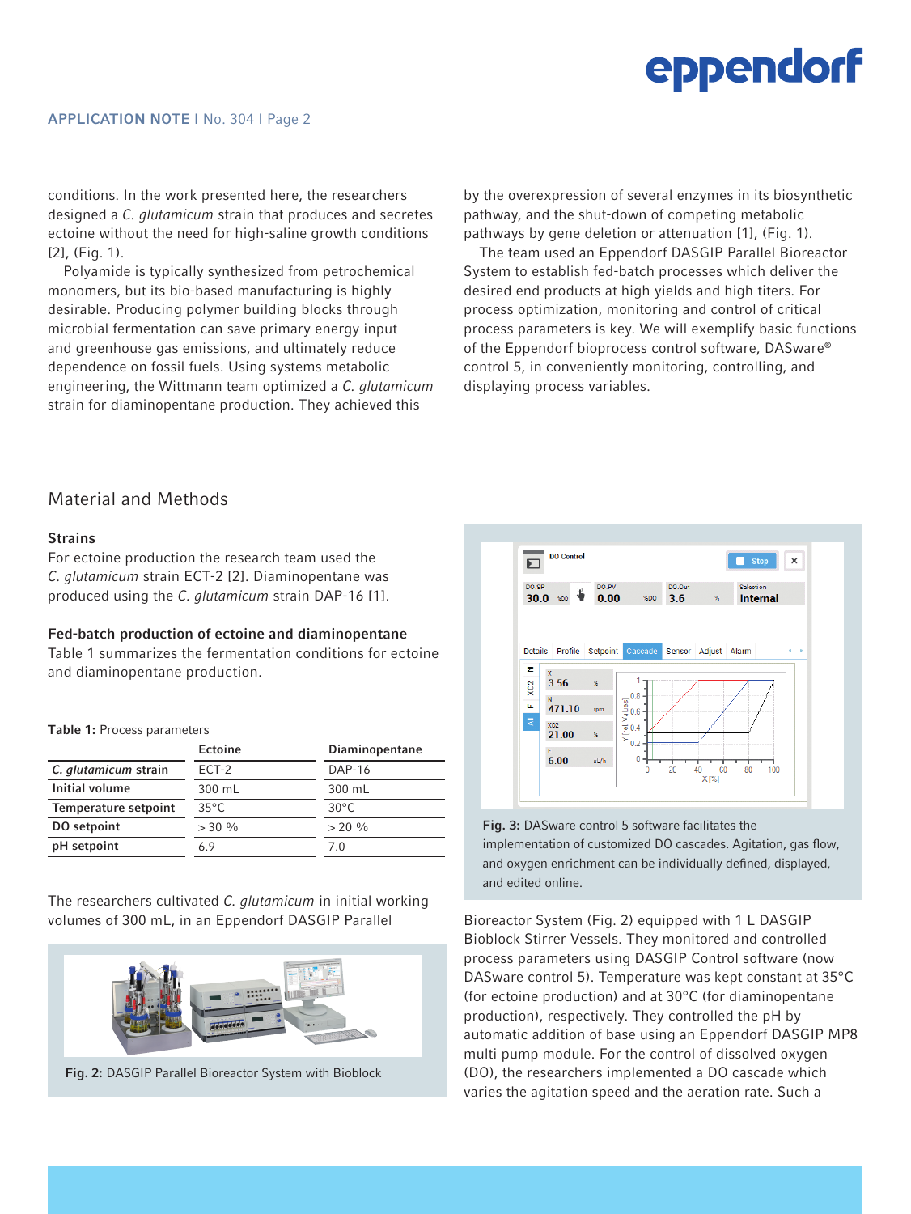conditions. In the work presented here, the researchers designed a *C. glutamicum* strain that produces and secretes ectoine without the need for high-saline growth conditions [2], (Fig. 1).

Polyamide is typically synthesized from petrochemical monomers, but its bio-based manufacturing is highly desirable. Producing polymer building blocks through microbial fermentation can save primary energy input and greenhouse gas emissions, and ultimately reduce dependence on fossil fuels. Using systems metabolic engineering, the Wittmann team optimized a *C. glutamicum* strain for diaminopentane production. They achieved this by the overexpression of several enzymes in its biosynthetic pathway, and the shut-down of competing metabolic pathways by gene deletion or attenuation [1], (Fig. 1).

The team used an Eppendorf DASGIP Parallel Bioreactor System to establish fed-batch processes which deliver the desired end products at high yields and high titers. For process optimization, monitoring and control of critical process parameters is key. We will exemplify basic functions of the Eppendorf bioprocess control software, DASware® control 5, in conveniently monitoring, controlling, and displaying process variables.

## Material and Methods

### Strains

For ectoine production the research team used the *C. glutamicum* strain ECT-2 [2]. Diaminopentane was produced using the *C. glutamicum* strain DAP-16 [1].

### Fed-batch production of ectoine and diaminopentane

Table 1 summarizes the fermentation conditions for ectoine and diaminopentane production.

**Table 1:** Process parameters

| | Ectoine | Diaminopentane |
|---|---|---|
| ***C. glutamicum* strain** | ECT-2 | DAP-16 |
| **Initial volume** | 300 mL | 300 mL |
| **Temperature setpoint** | 35°C | 30°C |
| **DO setpoint** | > 30 % | > 20 % |
| **pH setpoint** | 6.9 | 7.0 |

The researchers cultivated *C. glutamicum* in initial working volumes of 300 mL, in an Eppendorf DASGIP Parallel Bioreactor System (Fig. 2) equipped with 1 L DASGIP Bioblock Stirrer Vessels. They monitored and controlled process parameters using DASGIP Control software (now DASware control 5). Temperature was kept constant at 35°C (for ectoine production) and at 30°C (for diaminopentane production), respectively. They controlled the pH by automatic addition of base using an Eppendorf DASGIP MP8 multi pump module. For the control of dissolved oxygen (DO), the researchers implemented a DO cascade which varies the agitation speed and the aeration rate. Such a

**Fig. 2:** DASGIP Parallel Bioreactor System with Bioblock

**Fig. 3:** DASware control 5 software facilitates the implementation of customized DO cascades. Agitation, gas flow, and oxygen enrichment can be individually defined, displayed, and edited online.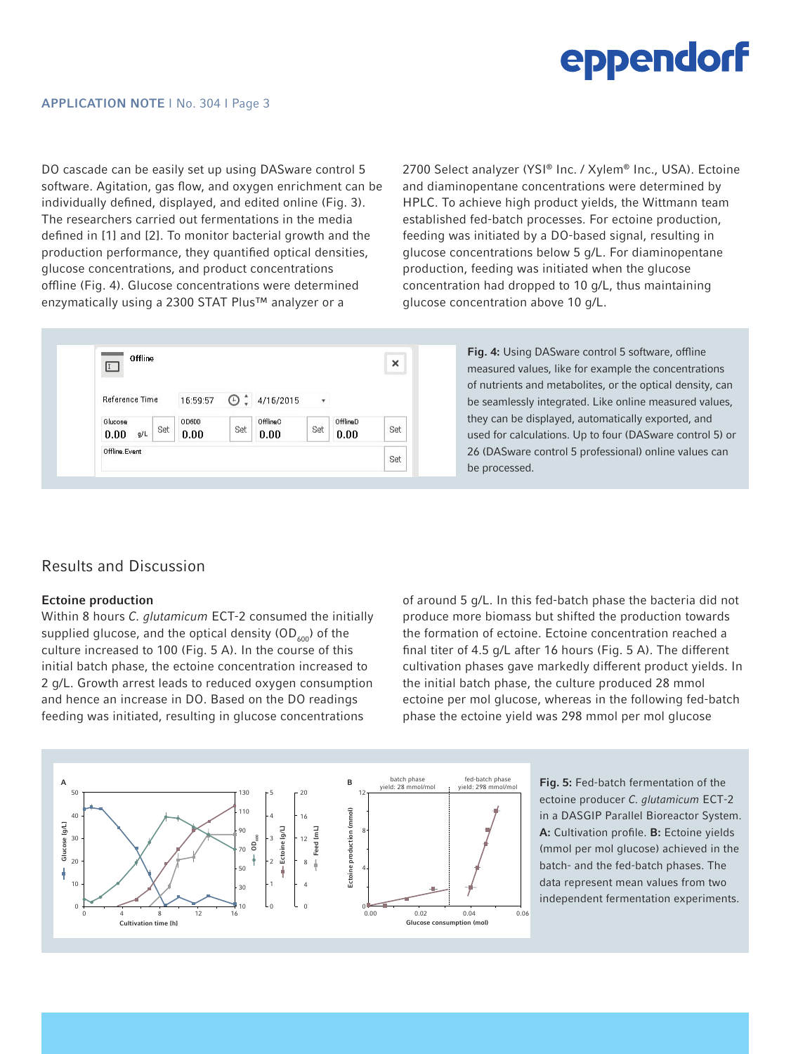DO cascade can be easily set up using DASware control 5 software. Agitation, gas flow, and oxygen enrichment can be individually defined, displayed, and edited online (Fig. 3). The researchers carried out fermentations in the media defined in [1] and [2]. To monitor bacterial growth and the production performance, they quantified optical densities, glucose concentrations, and product concentrations offline (Fig. 4). Glucose concentrations were determined enzymatically using a 2300 STAT Plus™ analyzer or a 2700 Select analyzer (YSI® Inc. / Xylem® Inc., USA). Ectoine and diaminopentane concentrations were determined by HPLC. To achieve high product yields, the Wittmann team established fed-batch processes. For ectoine production, feeding was initiated by a DO-based signal, resulting in glucose concentrations below 5 g/L. For diaminopentane production, feeding was initiated when the glucose concentration had dropped to 10 g/L, thus maintaining glucose concentration above 10 g/L.

**Fig. 4:** Using DASware control 5 software, offline measured values, like for example the concentrations of nutrients and metabolites, or the optical density, can be seamlessly integrated. Like online measured values, they can be displayed, automatically exported, and used for calculations. Up to four (DASware control 5) or 26 (DASware control 5 professional) online values can be processed.

## Results and Discussion

### Ectoine production

Within 8 hours *C. glutamicum* ECT-2 consumed the initially supplied glucose, and the optical density ($OD_{600}$) of the culture increased to 100 (Fig. 5 A). In the course of this initial batch phase, the ectoine concentration increased to 2 g/L. Growth arrest leads to reduced oxygen consumption and hence an increase in DO. Based on the DO readings feeding was initiated, resulting in glucose concentrations of around 5 g/L. In this fed-batch phase the bacteria did not produce more biomass but shifted the production towards the formation of ectoine. Ectoine concentration reached a final titer of 4.5 g/L after 16 hours (Fig. 5 A). The different cultivation phases gave markedly different product yields. In the initial batch phase, the culture produced 28 mmol ectoine per mol glucose, whereas in the following fed-batch phase the ectoine yield was 298 mmol per mol glucose

**Fig. 5:** Fed-batch fermentation of the ectoine producer *C. glutamicum* ECT-2 in a DASGIP Parallel Bioreactor System. **A:** Cultivation profile. **B:** Ectoine yields (mmol per mol glucose) achieved in the batch- and the fed-batch phases. The data represent mean values from two independent fermentation experiments.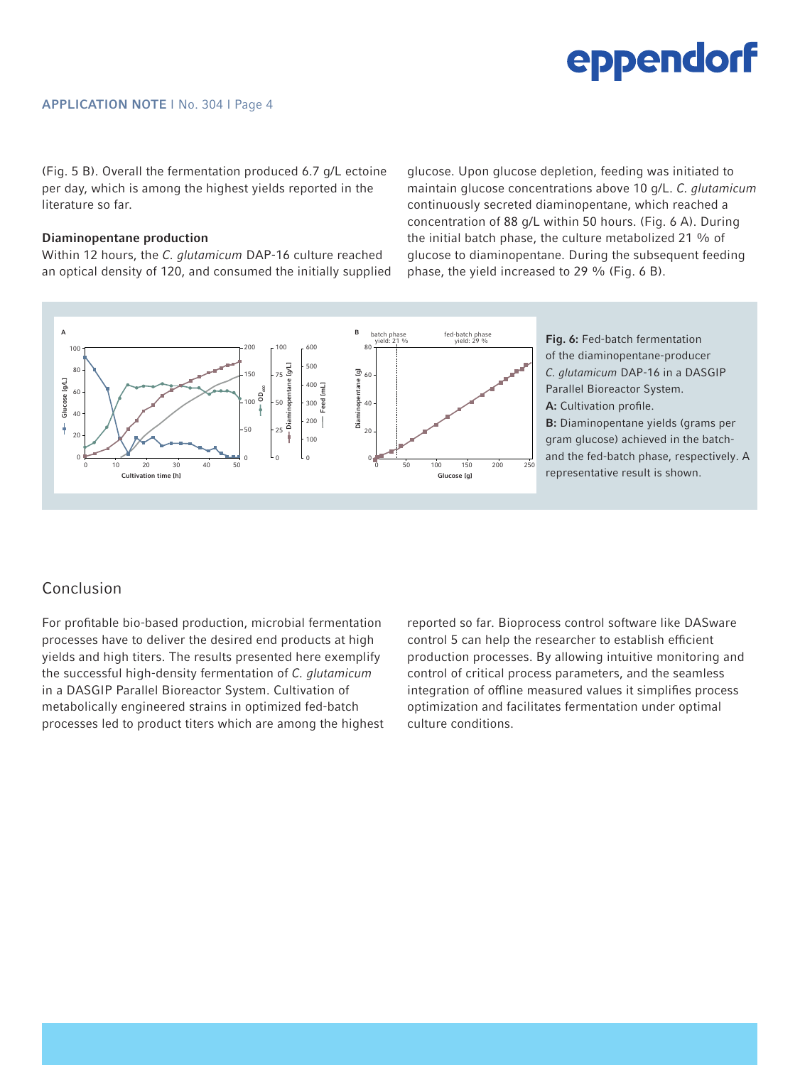(Fig. 5 B). Overall the fermentation produced 6.7 g/L ectoine per day, which is among the highest yields reported in the literature so far.

### Diaminopentane production

Within 12 hours, the *C. glutamicum* DAP-16 culture reached an optical density of 120, and consumed the initially supplied glucose. Upon glucose depletion, feeding was initiated to maintain glucose concentrations above 10 g/L. *C. glutamicum* continuously secreted diaminopentane, which reached a concentration of 88 g/L within 50 hours. (Fig. 6 A). During the initial batch phase, the culture metabolized 21 % of glucose to diaminopentane. During the subsequent feeding phase, the yield increased to 29 % (Fig. 6 B).

**Fig. 6:** Fed-batch fermentation of the diaminopentane-producer *C. glutamicum* DAP-16 in a DASGIP Parallel Bioreactor System.
**A:** Cultivation profile.
**B:** Diaminopentane yields (grams per gram glucose) achieved in the batch- and the fed-batch phase, respectively. A representative result is shown.

## Conclusion

For profitable bio-based production, microbial fermentation processes have to deliver the desired end products at high yields and high titers. The results presented here exemplify the successful high-density fermentation of *C. glutamicum* in a DASGIP Parallel Bioreactor System. Cultivation of metabolically engineered strains in optimized fed-batch processes led to product titers which are among the highest reported so far. Bioprocess control software like DASware control 5 can help the researcher to establish efficient production processes. By allowing intuitive monitoring and control of critical process parameters, and the seamless integration of offline measured values it simplifies process optimization and facilitates fermentation under optimal culture conditions.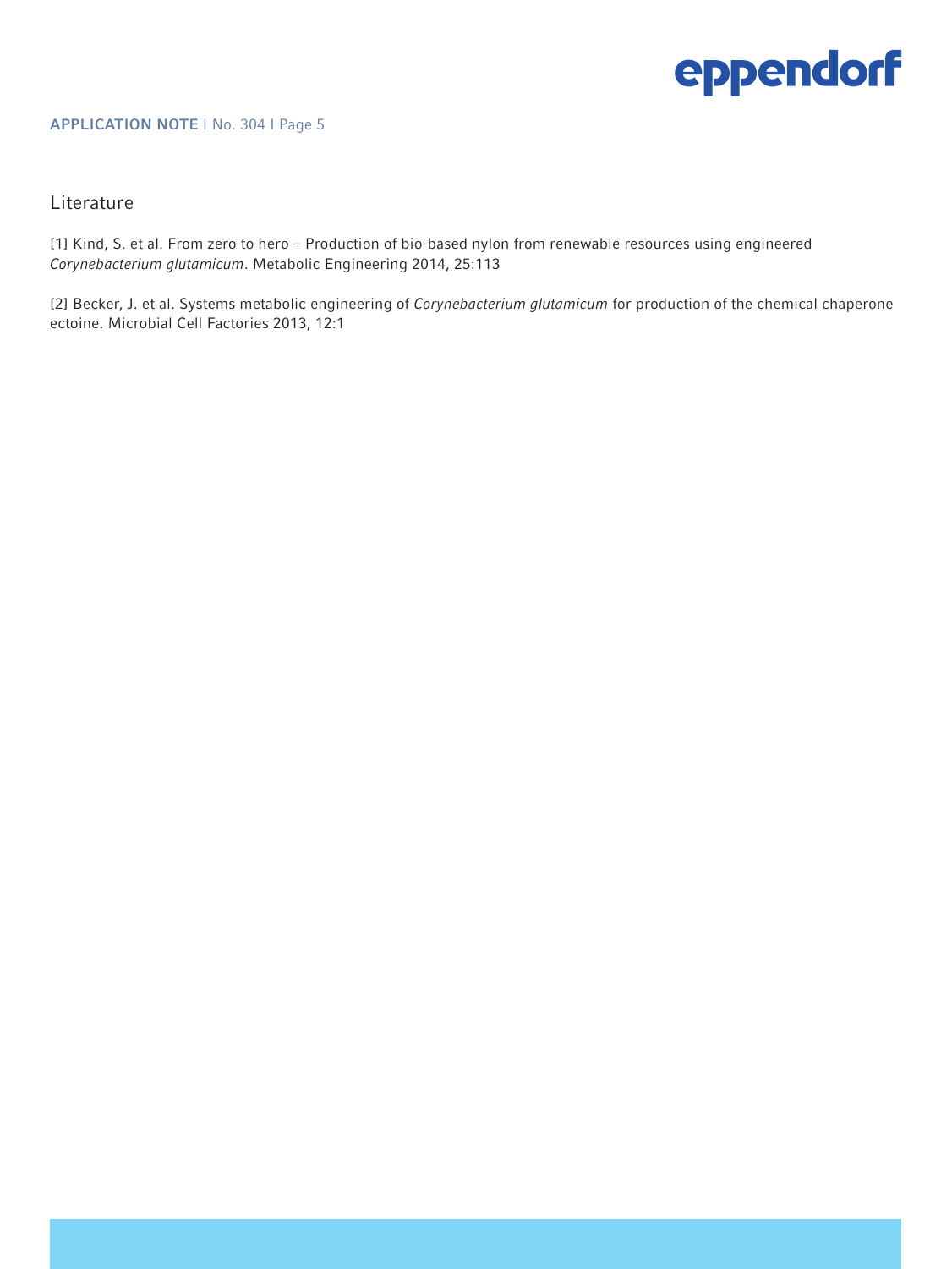## Literature

[1] Kind, S. et al. From zero to hero – Production of bio-based nylon from renewable resources using engineered *Corynebacterium glutamicum*. Metabolic Engineering 2014, 25:113

[2] Becker, J. et al. Systems metabolic engineering of *Corynebacterium glutamicum* for production of the chemical chaperone ectoine. Microbial Cell Factories 2013, 12:1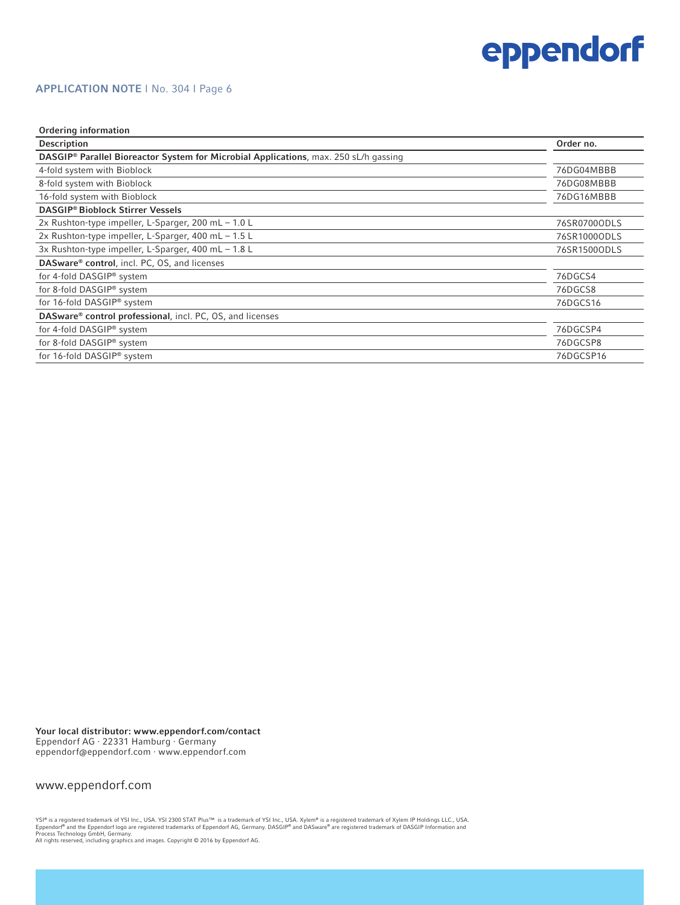**Ordering information**

| Description | Order no. |
| --- | --- |
| **DASGIP® Parallel Bioreactor System for Microbial Applications**, max. 250 sL/h gassing | |
| 4-fold system with Bioblock | 76DG04MBBB |
| 8-fold system with Bioblock | 76DG08MBBB |
| 16-fold system with Bioblock | 76DG16MBBB |
| **DASGIP® Bioblock Stirrer Vessels** | |
| 2x Rushton-type impeller, L-Sparger, 200 mL – 1.0 L | 76SR07000DLS |
| 2x Rushton-type impeller, L-Sparger, 400 mL – 1.5 L | 76SR10000DLS |
| 3x Rushton-type impeller, L-Sparger, 400 mL – 1.8 L | 76SR15000DLS |
| **DASware® control**, incl. PC, OS, and licenses | |
| for 4-fold DASGIP® system | 76DGCS4 |
| for 8-fold DASGIP® system | 76DGCS8 |
| for 16-fold DASGIP® system | 76DGCS16 |
| **DASware® control professional**, incl. PC, OS, and licenses | |
| for 4-fold DASGIP® system | 76DGCSP4 |
| for 8-fold DASGIP® system | 76DGCSP8 |
| for 16-fold DASGIP® system | 76DGCSP16 |

**Your local distributor: www.eppendorf.com/contact**
Eppendorf AG · 22331 Hamburg · Germany
eppendorf@eppendorf.com · www.eppendorf.com

www.eppendorf.com

YSI® is a registered trademark of YSI Inc., USA. YSI 2300 STAT Plus™ is a trademark of YSI Inc., USA. Xylem® is a registered trademark of Xylem IP Holdings LLC., USA. Eppendorf® and the Eppendorf logo are registered trademarks of Eppendorf AG, Germany. DASGIP® and DASware® are registered trademark of DASGIP Information and Process Technology GmbH, Germany.
All rights reserved, including graphics and images. Copyright © 2016 by Eppendorf AG.